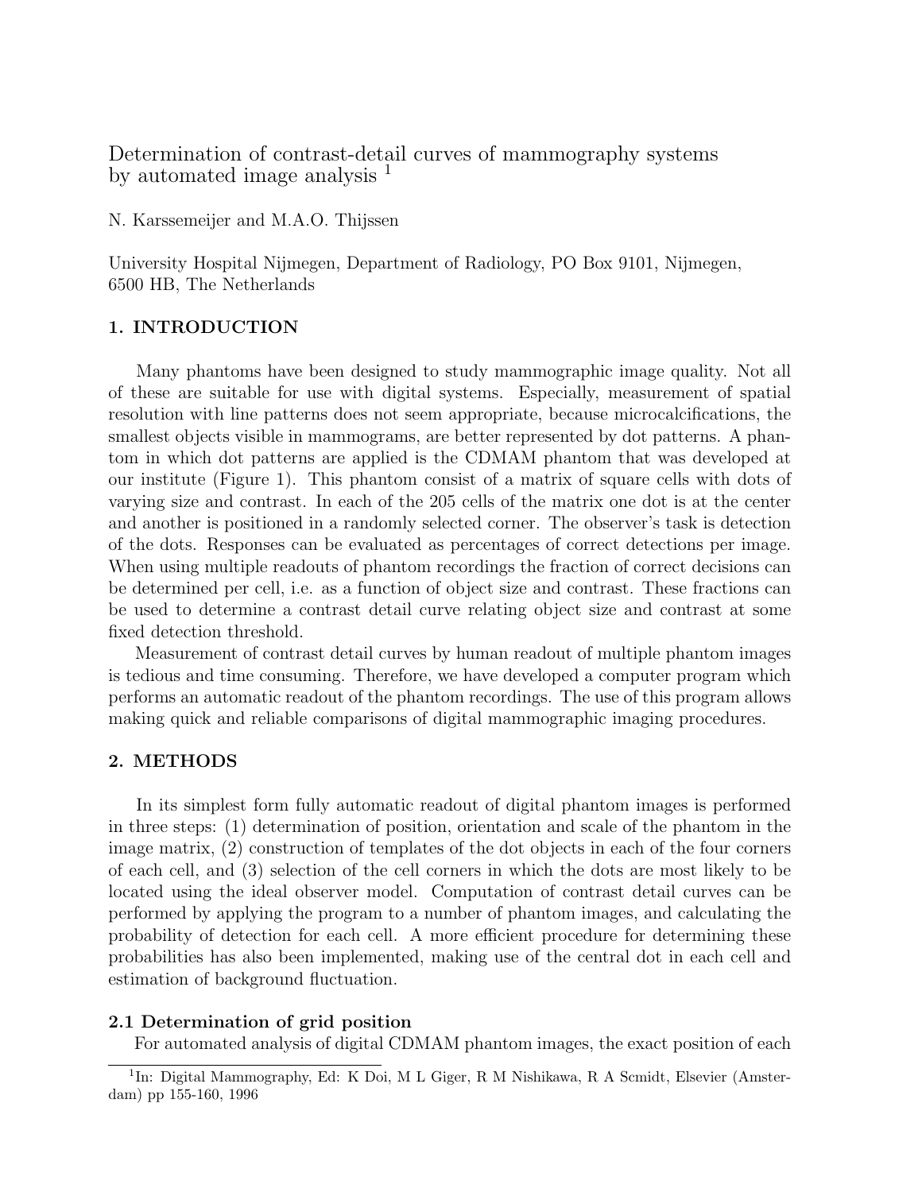# Determination of contrast-detail curves of mammography systems by automated image analysis [1]

N. Karssemeijer and M.A.O. Thijssen

University Hospital Nijmegen, Department of Radiology, PO Box 9101, Nijmegen, 6500 HB, The Netherlands

## 1. INTRODUCTION

Many phantoms have been designed to study mammographic image quality. Not all of these are suitable for use with digital systems. Especially, measurement of spatial resolution with line patterns does not seem appropriate, because microcalcifications, the smallest objects visible in mammograms, are better represented by dot patterns. A phantom in which dot patterns are applied is the CDMAM phantom that was developed at our institute (Figure 1). This phantom consist of a matrix of square cells with dots of varying size and contrast. In each of the 205 cells of the matrix one dot is at the center and another is positioned in a randomly selected corner. The observer's task is detection of the dots. Responses can be evaluated as percentages of correct detections per image. When using multiple readouts of phantom recordings the fraction of correct decisions can be determined per cell, i.e. as a function of object size and contrast. These fractions can be used to determine a contrast detail curve relating object size and contrast at some fixed detection threshold.

Measurement of contrast detail curves by human readout of multiple phantom images is tedious and time consuming. Therefore, we have developed a computer program which performs an automatic readout of the phantom recordings. The use of this program allows making quick and reliable comparisons of digital mammographic imaging procedures.

## 2. METHODS

In its simplest form fully automatic readout of digital phantom images is performed in three steps: (1) determination of position, orientation and scale of the phantom in the image matrix, (2) construction of templates of the dot objects in each of the four corners of each cell, and (3) selection of the cell corners in which the dots are most likely to be located using the ideal observer model. Computation of contrast detail curves can be performed by applying the program to a number of phantom images, and calculating the probability of detection for each cell. A more efficient procedure for determining these probabilities has also been implemented, making use of the central dot in each cell and estimation of background fluctuation.

### 2.1 Determination of grid position

For automated analysis of digital CDMAM phantom images, the exact position of each

---

[1] In: Digital Mammography, Ed: K Doi, M L Giger, R M Nishikawa, R A Scmidt, Elsevier (Amsterdam) pp 155-160, 1996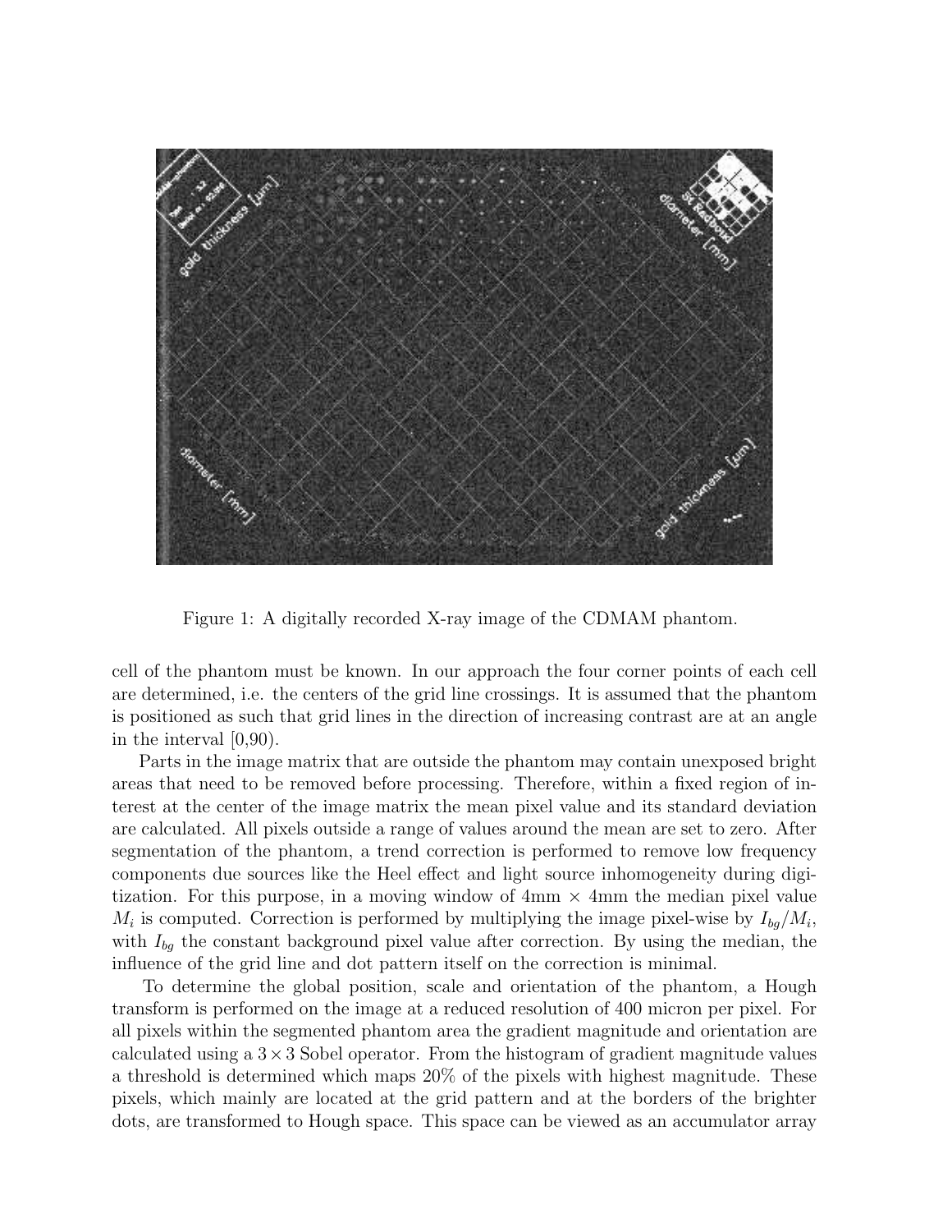Figure 1: A digitally recorded X-ray image of the CDMAM phantom.

cell of the phantom must be known. In our approach the four corner points of each cell are determined, i.e. the centers of the grid line crossings. It is assumed that the phantom is positioned as such that grid lines in the direction of increasing contrast are at an angle in the interval [0,90).

Parts in the image matrix that are outside the phantom may contain unexposed bright areas that need to be removed before processing. Therefore, within a fixed region of interest at the center of the image matrix the mean pixel value and its standard deviation are calculated. All pixels outside a range of values around the mean are set to zero. After segmentation of the phantom, a trend correction is performed to remove low frequency components due sources like the Heel effect and light source inhomogeneity during digitization. For this purpose, in a moving window of 4mm $\times$ 4mm the median pixel value $M_i$ is computed. Correction is performed by multiplying the image pixel-wise by $I_{bg}/M_i$, with $I_{bg}$ the constant background pixel value after correction. By using the median, the influence of the grid line and dot pattern itself on the correction is minimal.

To determine the global position, scale and orientation of the phantom, a Hough transform is performed on the image at a reduced resolution of 400 micron per pixel. For all pixels within the segmented phantom area the gradient magnitude and orientation are calculated using a $3 \times 3$ Sobel operator. From the histogram of gradient magnitude values a threshold is determined which maps 20% of the pixels with highest magnitude. These pixels, which mainly are located at the grid pattern and at the borders of the brighter dots, are transformed to Hough space. This space can be viewed as an accumulator array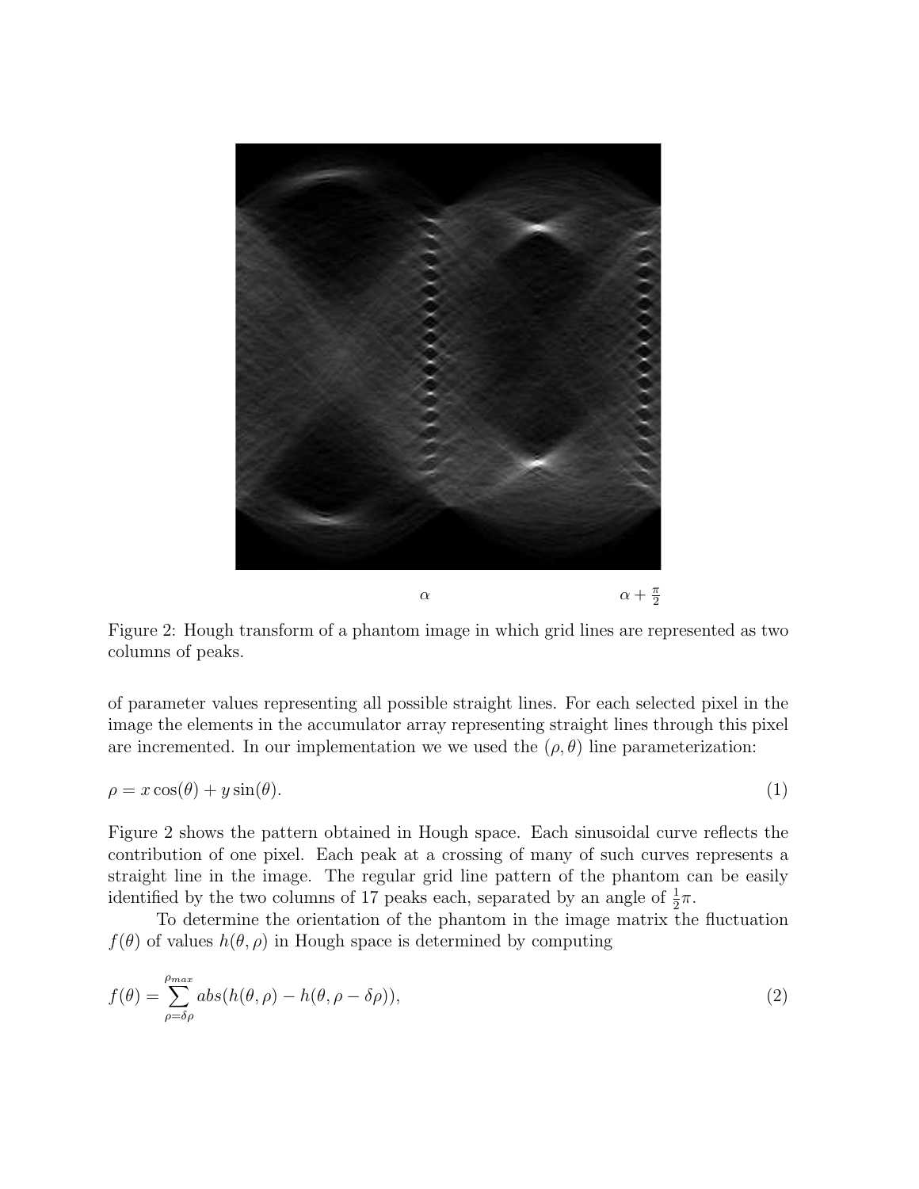$\alpha$ $\alpha + \frac{\pi}{2}$

Figure 2: Hough transform of a phantom image in which grid lines are represented as two columns of peaks.

of parameter values representing all possible straight lines. For each selected pixel in the image the elements in the accumulator array representing straight lines through this pixel are incremented. In our implementation we we used the $(\rho, \theta)$ line parameterization:

$$\rho = x\cos(\theta) + y\sin(\theta). \tag{1}$$

Figure 2 shows the pattern obtained in Hough space. Each sinusoidal curve reflects the contribution of one pixel. Each peak at a crossing of many of such curves represents a straight line in the image. The regular grid line pattern of the phantom can be easily identified by the two columns of 17 peaks each, separated by an angle of $\frac{1}{2}\pi$.

To determine the orientation of the phantom in the image matrix the fluctuation $f(\theta)$ of values $h(\theta, \rho)$ in Hough space is determined by computing

$$f(\theta) = \sum_{\rho=\delta\rho}^{\rho_{max}} abs(h(\theta, \rho) - h(\theta, \rho - \delta\rho)), \tag{2}$$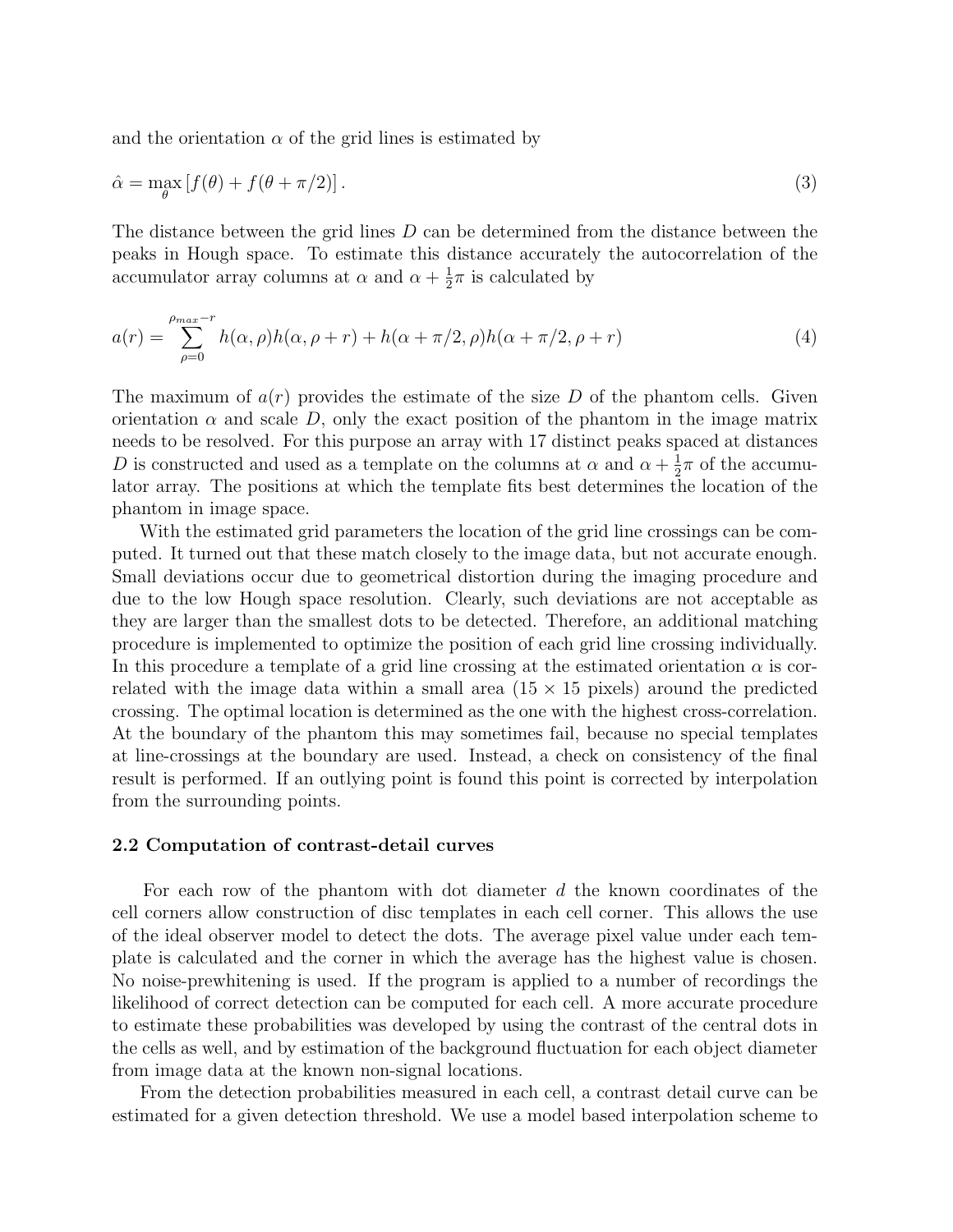and the orientation $\alpha$ of the grid lines is estimated by

$$\hat{\alpha} = \max_{\theta} \left[ f(\theta) + f(\theta + \pi/2) \right]. \tag{3}$$

The distance between the grid lines $D$ can be determined from the distance between the peaks in Hough space. To estimate this distance accurately the autocorrelation of the accumulator array columns at $\alpha$ and $\alpha + \frac{1}{2}\pi$ is calculated by

$$a(r) = \sum_{\rho=0}^{\rho_{max}-r} h(\alpha, \rho) h(\alpha, \rho + r) + h(\alpha + \pi/2, \rho) h(\alpha + \pi/2, \rho + r) \tag{4}$$

The maximum of $a(r)$ provides the estimate of the size $D$ of the phantom cells. Given orientation $\alpha$ and scale $D$, only the exact position of the phantom in the image matrix needs to be resolved. For this purpose an array with 17 distinct peaks spaced at distances $D$ is constructed and used as a template on the columns at $\alpha$ and $\alpha + \frac{1}{2}\pi$ of the accumulator array. The positions at which the template fits best determines the location of the phantom in image space.

With the estimated grid parameters the location of the grid line crossings can be computed. It turned out that these match closely to the image data, but not accurate enough. Small deviations occur due to geometrical distortion during the imaging procedure and due to the low Hough space resolution. Clearly, such deviations are not acceptable as they are larger than the smallest dots to be detected. Therefore, an additional matching procedure is implemented to optimize the position of each grid line crossing individually. In this procedure a template of a grid line crossing at the estimated orientation $\alpha$ is correlated with the image data within a small area ($15 \times 15$ pixels) around the predicted crossing. The optimal location is determined as the one with the highest cross-correlation. At the boundary of the phantom this may sometimes fail, because no special templates at line-crossings at the boundary are used. Instead, a check on consistency of the final result is performed. If an outlying point is found this point is corrected by interpolation from the surrounding points.

### 2.2 Computation of contrast-detail curves

For each row of the phantom with dot diameter $d$ the known coordinates of the cell corners allow construction of disc templates in each cell corner. This allows the use of the ideal observer model to detect the dots. The average pixel value under each template is calculated and the corner in which the average has the highest value is chosen. No noise-prewhitening is used. If the program is applied to a number of recordings the likelihood of correct detection can be computed for each cell. A more accurate procedure to estimate these probabilities was developed by using the contrast of the central dots in the cells as well, and by estimation of the background fluctuation for each object diameter from image data at the known non-signal locations.

From the detection probabilities measured in each cell, a contrast detail curve can be estimated for a given detection threshold. We use a model based interpolation scheme to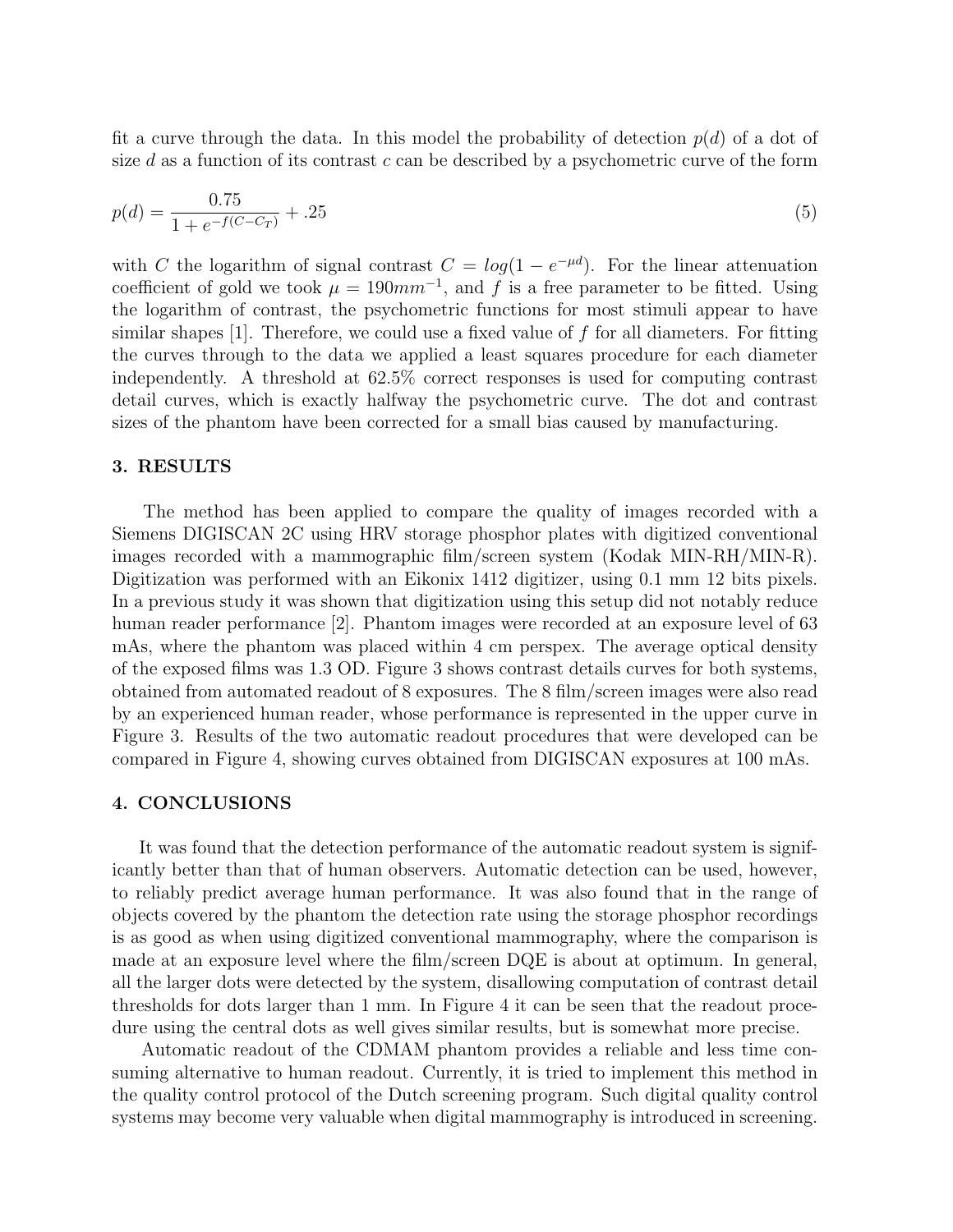fit a curve through the data. In this model the probability of detection $p(d)$ of a dot of size $d$ as a function of its contrast $c$ can be described by a psychometric curve of the form

$$p(d) = \frac{0.75}{1 + e^{-f(C - C_T)}} + .25 \tag{5}$$

with $C$ the logarithm of signal contrast $C = log(1 - e^{-\mu d})$. For the linear attenuation coefficient of gold we took $\mu = 190mm^{-1}$, and $f$ is a free parameter to be fitted. Using the logarithm of contrast, the psychometric functions for most stimuli appear to have similar shapes [1]. Therefore, we could use a fixed value of $f$ for all diameters. For fitting the curves through to the data we applied a least squares procedure for each diameter independently. A threshold at 62.5% correct responses is used for computing contrast detail curves, which is exactly halfway the psychometric curve. The dot and contrast sizes of the phantom have been corrected for a small bias caused by manufacturing.

## 3. RESULTS

The method has been applied to compare the quality of images recorded with a Siemens DIGISCAN 2C using HRV storage phosphor plates with digitized conventional images recorded with a mammographic film/screen system (Kodak MIN-RH/MIN-R). Digitization was performed with an Eikonix 1412 digitizer, using 0.1 mm 12 bits pixels. In a previous study it was shown that digitization using this setup did not notably reduce human reader performance [2]. Phantom images were recorded at an exposure level of 63 mAs, where the phantom was placed within 4 cm perspex. The average optical density of the exposed films was 1.3 OD. Figure 3 shows contrast details curves for both systems, obtained from automated readout of 8 exposures. The 8 film/screen images were also read by an experienced human reader, whose performance is represented in the upper curve in Figure 3. Results of the two automatic readout procedures that were developed can be compared in Figure 4, showing curves obtained from DIGISCAN exposures at 100 mAs.

## 4. CONCLUSIONS

It was found that the detection performance of the automatic readout system is significantly better than that of human observers. Automatic detection can be used, however, to reliably predict average human performance. It was also found that in the range of objects covered by the phantom the detection rate using the storage phosphor recordings is as good as when using digitized conventional mammography, where the comparison is made at an exposure level where the film/screen DQE is about at optimum. In general, all the larger dots were detected by the system, disallowing computation of contrast detail thresholds for dots larger than 1 mm. In Figure 4 it can be seen that the readout procedure using the central dots as well gives similar results, but is somewhat more precise.

Automatic readout of the CDMAM phantom provides a reliable and less time consuming alternative to human readout. Currently, it is tried to implement this method in the quality control protocol of the Dutch screening program. Such digital quality control systems may become very valuable when digital mammography is introduced in screening.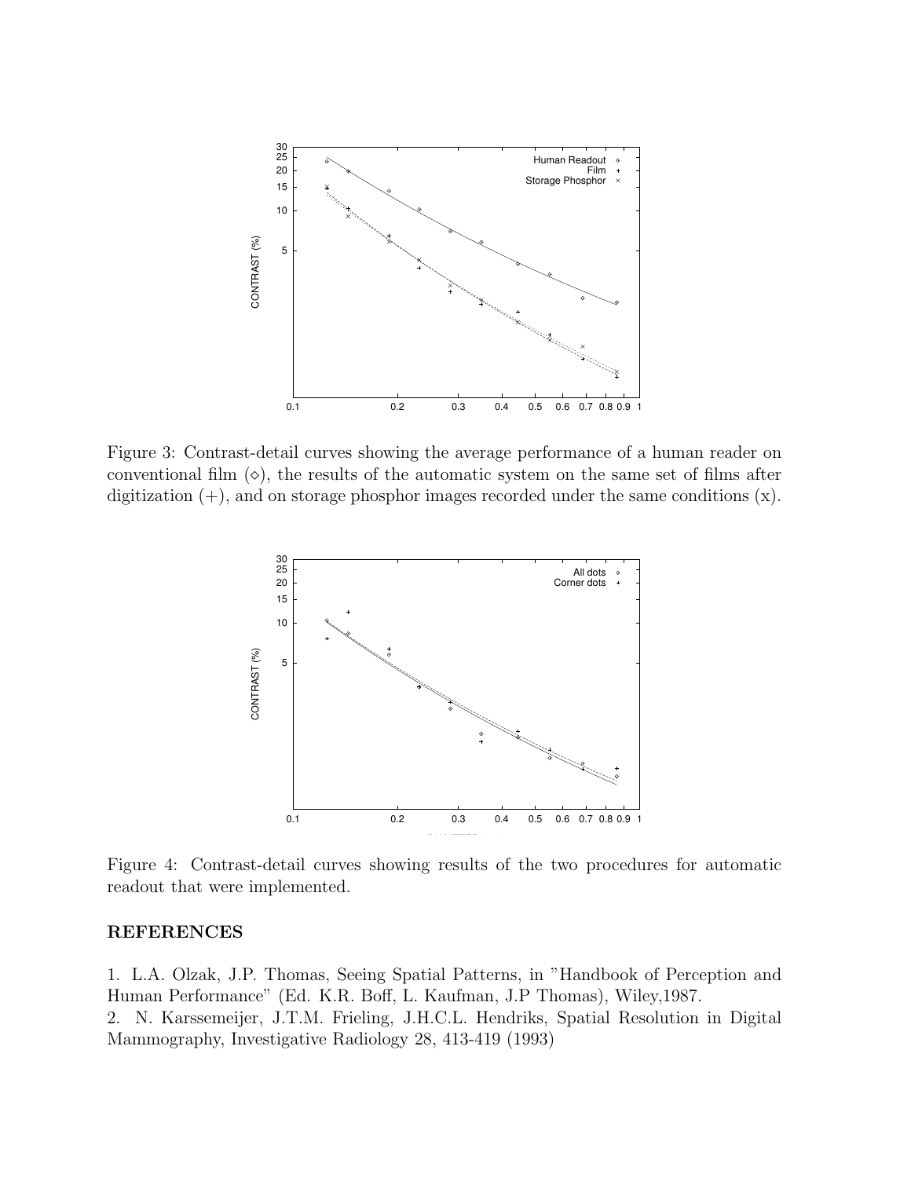30
25
20
15
10
5
CONTRAST (%)
0.1 0.2 0.3 0.4 0.5 0.6 0.7 0.8 0.9 1
Human Readout
Film
Storage Phosphor

Figure 3: Contrast-detail curves showing the average performance of a human reader on conventional film (⋄), the results of the automatic system on the same set of films after digitization (+), and on storage phosphor images recorded under the same conditions (x).

30
25
20
15
10
5
CONTRAST (%)
0.1 0.2 0.3 0.4 0.5 0.6 0.7 0.8 0.9 1
All dots
Corner dots

Figure 4: Contrast-detail curves showing results of the two procedures for automatic readout that were implemented.

## REFERENCES

1. L.A. Olzak, J.P. Thomas, Seeing Spatial Patterns, in "Handbook of Perception and Human Performance" (Ed. K.R. Boff, L. Kaufman, J.P Thomas), Wiley,1987.
2. N. Karssemeijer, J.T.M. Frieling, J.H.C.L. Hendriks, Spatial Resolution in Digital Mammography, Investigative Radiology 28, 413-419 (1993)